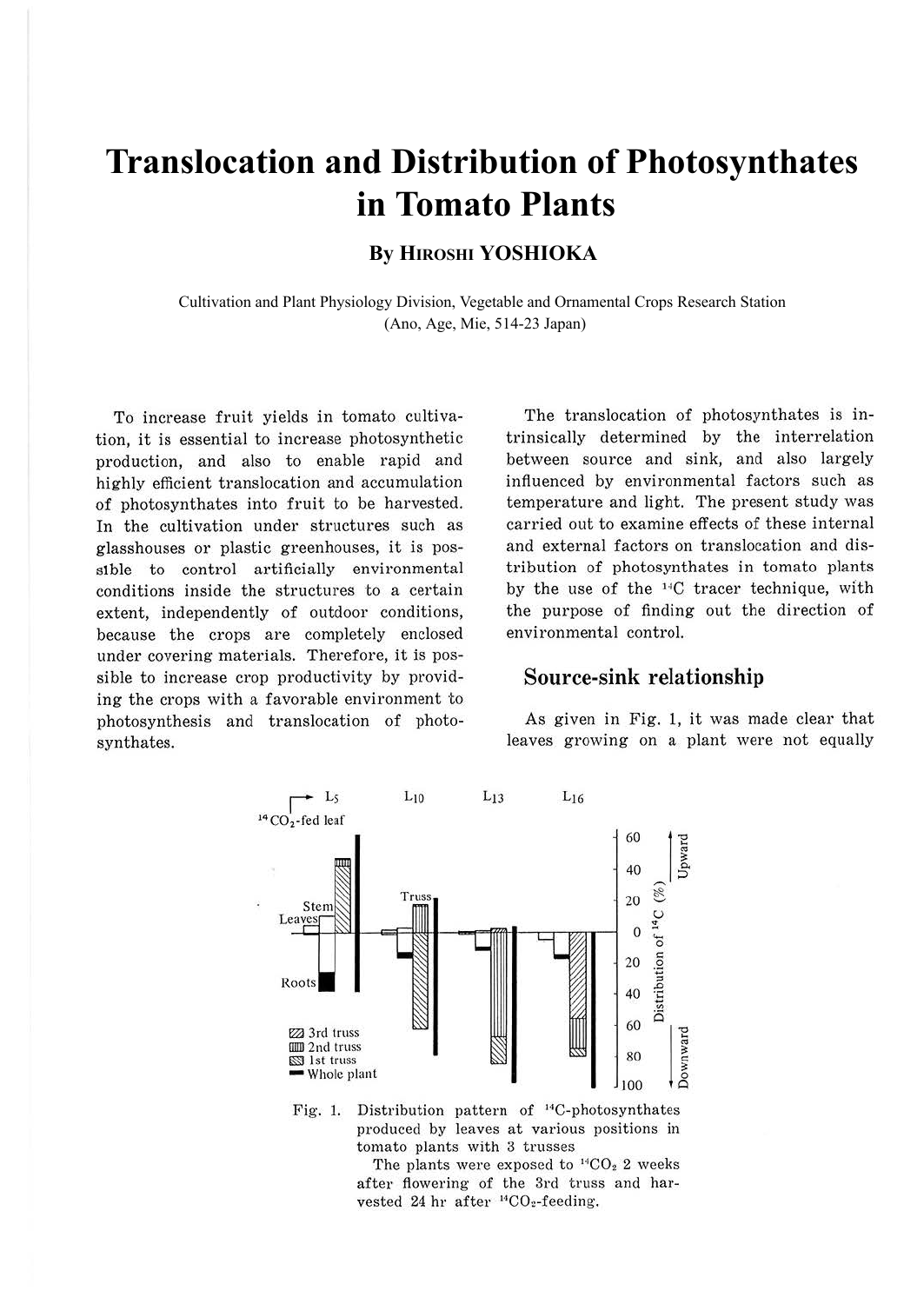# Translocation and Distribution of Photosynthates in Tomato Plants

**By HIROSHI YOSHIOKA**

Cultivation and Plant Physiology Division, Vegetable and Ornamental Crops Research Station (Ano, Age, Mie, 514-23 Japan)

To increase fruit yields in tomato cultivation, it is essential to increase photosynthetic production, and also to enable rapid and highly efficient translocation and accumulation of photosynthates into fruit to be harvested. In the cultivation under structures such as glasshouses or plastic greenhouses, it is possible to control artificially environmental conditions inside the structures to a certain extent, independently of outdoor conditions, because the crops are completely enclosed under covering materials. Therefore, it is possible to increase crop productivity by providing the crops with a favorable environment to photosynthesis and translocation of photosynthates.

The translocation of photosynthates is intrinsically determined by the interrelation between source and sink, and also largely influenced by environmental factors such as temperature and light. The present study was carried out to examine effects of these internal and external factors on translocation and distribution of photosynthates in tomato plants by the use of the $^{14}C$ tracer technique, with the purpose of finding out the direction of environmental control.

## Source-sink relationship

As given in Fig. 1, it was made clear that leaves growing on a plant were not equally

Fig. 1. Distribution pattern of $^{14}C$-photosynthates produced by leaves at various positions in tomato plants with 3 trusses

The plants were exposed to $^{14}CO_2$ 2 weeks after flowering of the 3rd truss and harvested 24 hr after $^{14}CO_2$-feeding.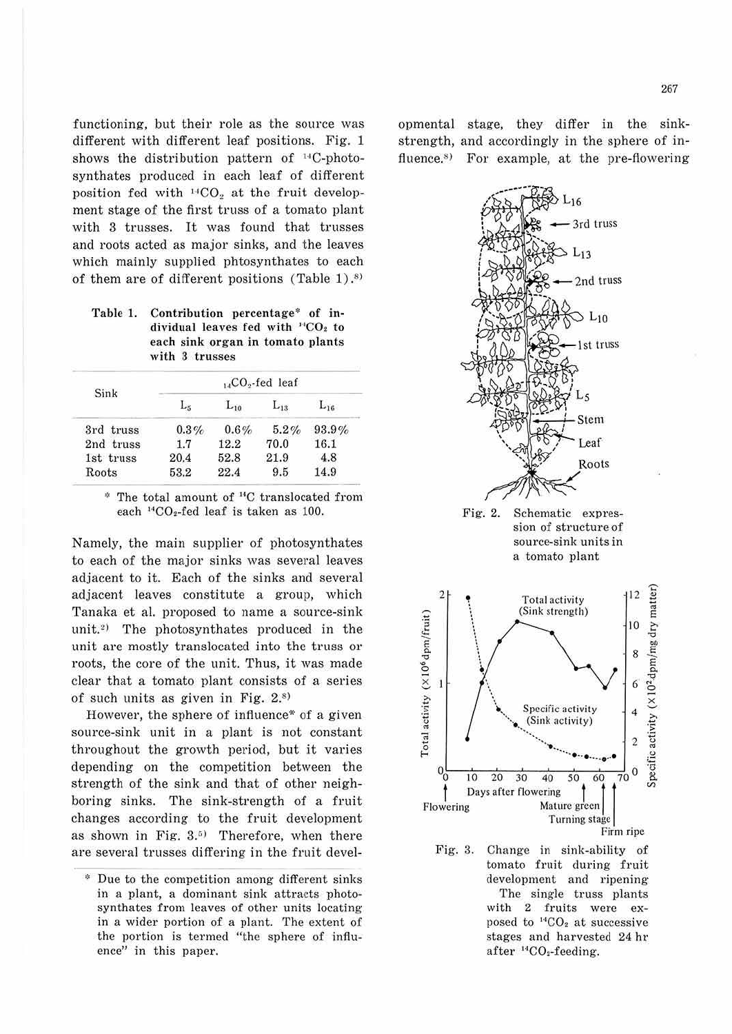functioning, but their role as the source was different with different leaf positions. Fig. 1 shows the distribution pattern of $^{14}C$-photosynthates produced in each leaf of different position fed with $^{14}CO_2$ at the fruit development stage of the first truss of a tomato plant with 3 trusses. It was found that trusses and roots acted as major sinks, and the leaves which mainly supplied phtosynthates to each of them are of different positions (Table 1).[8]

**Table 1. Contribution percentage* of individual leaves fed with $^{14}CO_2$ to each sink organ in tomato plants with 3 trusses**

| Sink | $^{14}CO_2$-fed leaf | | | |
|---|---|---|---|---|
| | $L_5$ | $L_{10}$ | $L_{13}$ | $L_{16}$ |
| 3rd truss | 0.3% | 0.6% | 5.2% | 93.9% |
| 2nd truss | 1.7 | 12.2 | 70.0 | 16.1 |
| 1st truss | 20.4 | 52.8 | 21.9 | 4.8 |
| Roots | 53.2 | 22.4 | 9.5 | 14.9 |

\* The total amount of $^{14}C$ translocated from each $^{14}CO_2$-fed leaf is taken as 100.

Namely, the main supplier of photosynthates to each of the major sinks was several leaves adjacent to it. Each of the sinks and several adjacent leaves constitute a group, which Tanaka et al. proposed to name a source-sink unit.[2] The photosynthates produced in the unit are mostly translocated into the truss or roots, the core of the unit. Thus, it was made clear that a tomato plant consists of a series of such units as given in Fig. 2.[8]

However, the sphere of influence* of a given source-sink unit in a plant is not constant throughout the growth period, but it varies depending on the competition between the strength of the sink and that of other neighboring sinks. The sink-strength of a fruit changes according to the fruit development as shown in Fig. 3.[5] Therefore, when there are several trusses differing in the fruit developmental stage, they differ in the sink-strength, and accordingly in the sphere of influence.[8] For example, at the pre-flowering

\* Due to the competition among different sinks in a plant, a dominant sink attracts photosynthates from leaves of other units locating in a wider portion of a plant. The extent of the portion is termed "the sphere of influence" in this paper.

Fig. 2. Schematic expression of structure of source-sink units in a tomato plant

Fig. 3. Change in sink-ability of tomato fruit during fruit development and ripening
The single truss plants with 2 fruits were exposed to $^{14}CO_2$ at successive stages and harvested 24 hr after $^{14}CO_2$-feeding.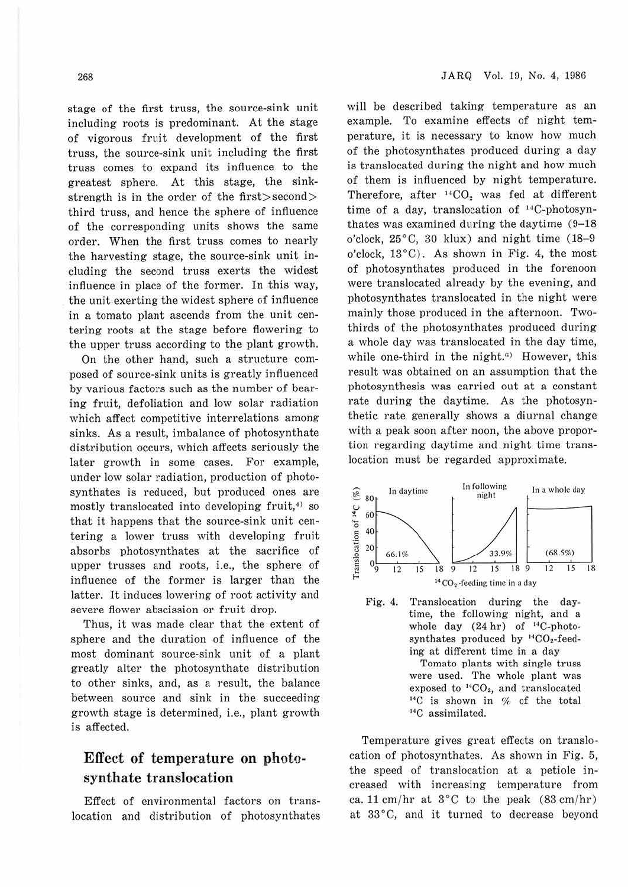stage of the first truss, the source-sink unit including roots is predominant. At the stage of vigorous fruit development of the first truss, the source-sink unit including the first truss comes to expand its influence to the greatest sphere. At this stage, the sink-strength is in the order of the first>second> third truss, and hence the sphere of influence of the corresponding units shows the same order. When the first truss comes to nearly the harvesting stage, the source-sink unit including the second truss exerts the widest influence in place of the former. In this way, the unit exerting the widest sphere of influence in a tomato plant ascends from the unit centering roots at the stage before flowering to the upper truss according to the plant growth.

On the other hand, such a structure composed of source-sink units is greatly influenced by various factors such as the number of bearing fruit, defoliation and low solar radiation which affect competitive interrelations among sinks. As a result, imbalance of photosynthate distribution occurs, which affects seriously the later growth in some cases. For example, under low solar radiation, production of photosynthates is reduced, but produced ones are mostly translocated into developing fruit,[4] so that it happens that the source-sink unit centering a lower truss with developing fruit absorbs photosynthates at the sacrifice of upper trusses and roots, i.e., the sphere of influence of the former is larger than the latter. It induces lowering of root activity and severe flower abscission or fruit drop.

Thus, it was made clear that the extent of sphere and the duration of influence of the most dominant source-sink unit of a plant greatly alter the photosynthate distribution to other sinks, and, as a result, the balance between source and sink in the succeeding growth stage is determined, i.e., plant growth is affected.

## Effect of temperature on photosynthate translocation

Effect of environmental factors on translocation and distribution of photosynthates will be described taking temperature as an example. To examine effects of night temperature, it is necessary to know how much of the photosynthates produced during a day is translocated during the night and how much of them is influenced by night temperature. Therefore, after $^{14}CO_2$ was fed at different time of a day, translocation of $^{14}C$-photosynthates was examined during the daytime (9–18 o'clock, 25°C, 30 klux) and night time (18–9 o'clock, 13°C). As shown in Fig. 4, the most of photosynthates produced in the forenoon were translocated already by the evening, and photosynthates translocated in the night were mainly those produced in the afternoon. Two-thirds of the photosynthates produced during a whole day was translocated in the day time, while one-third in the night.[6] However, this result was obtained on an assumption that the photosynthesis was carried out at a constant rate during the daytime. As the photosynthetic rate generally shows a diurnal change with a peak soon after noon, the above proportion regarding daytime and night time translocation must be regarded approximate.

Fig. 4. Translocation during the daytime, the following night, and a whole day (24 hr) of $^{14}C$-photosynthates produced by $^{14}CO_2$-feeding at different time in a day

Tomato plants with single truss were used. The whole plant was exposed to $^{14}CO_2$, and translocated $^{14}C$ is shown in % of the total $^{14}C$ assimilated.

Temperature gives great effects on translocation of photosynthates. As shown in Fig. 5, the speed of translocation at a petiole increased with increasing temperature from ca. 11 cm/hr at 3°C to the peak (83 cm/hr) at 33°C, and it turned to decrease beyond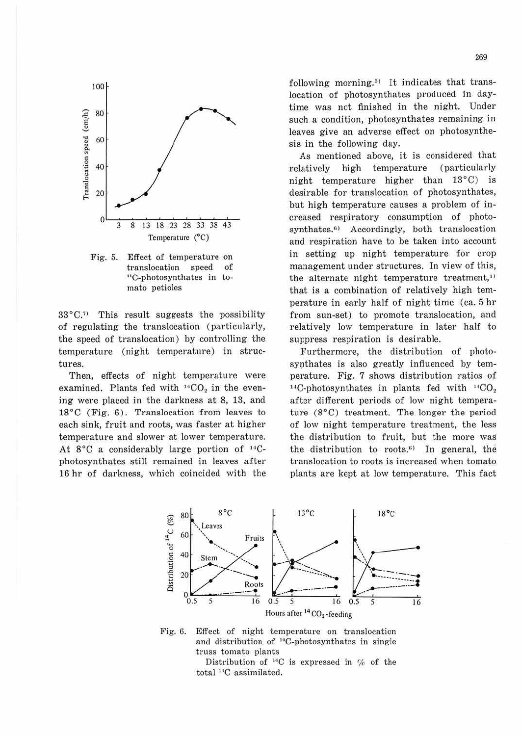Fig. 5. Effect of temperature on translocation speed of $^{14}C$-photosynthates in tomato petioles

33°C.[7] This result suggests the possibility of regulating the translocation (particularly, the speed of translocation) by controlling the temperature (night temperature) in structures.

Then, effects of night temperature were examined. Plants fed with $^{14}CO_2$ in the evening were placed in the darkness at 8, 13, and 18°C (Fig. 6). Translocation from leaves to each sink, fruit and roots, was faster at higher temperature and slower at lower temperature. At 8°C a considerably large portion of $^{14}C$-photosynthates still remained in leaves after 16 hr of darkness, which coincided with the following morning.[3] It indicates that translocation of photosynthates produced in daytime was not finished in the night. Under such a condition, photosynthates remaining in leaves give an adverse effect on photosynthesis in the following day.

As mentioned above, it is considered that relatively high temperature (particularly night temperature higher than 13°C) is desirable for translocation of photosynthates, but high temperature causes a problem of increased respiratory consumption of photosynthates.[6] Accordingly, both translocation and respiration have to be taken into account in setting up night temperature for crop management under structures. In view of this, the alternate night temperature treatment,[1] that is a combination of relatively high temperature in early half of night time (ca. 5 hr from sun-set) to promote translocation, and relatively low temperature in later half to suppress respiration is desirable.

Furthermore, the distribution of photosynthates is also greatly influenced by temperature. Fig. 7 shows distribution ratios of $^{14}C$-photosynthates in plants fed with $^{14}CO_2$ after different periods of low night temperature (8°C) treatment. The longer the period of low night temperature treatment, the less the distribution to fruit, but the more was the distribution to roots.[6] In general, the translocation to roots is increased when tomato plants are kept at low temperature. This fact

Fig. 6. Effect of night temperature on translocation and distribution of $^{14}C$-photosynthates in single truss tomato plants

Distribution of $^{14}C$ is expressed in % of the total $^{14}C$ assimilated.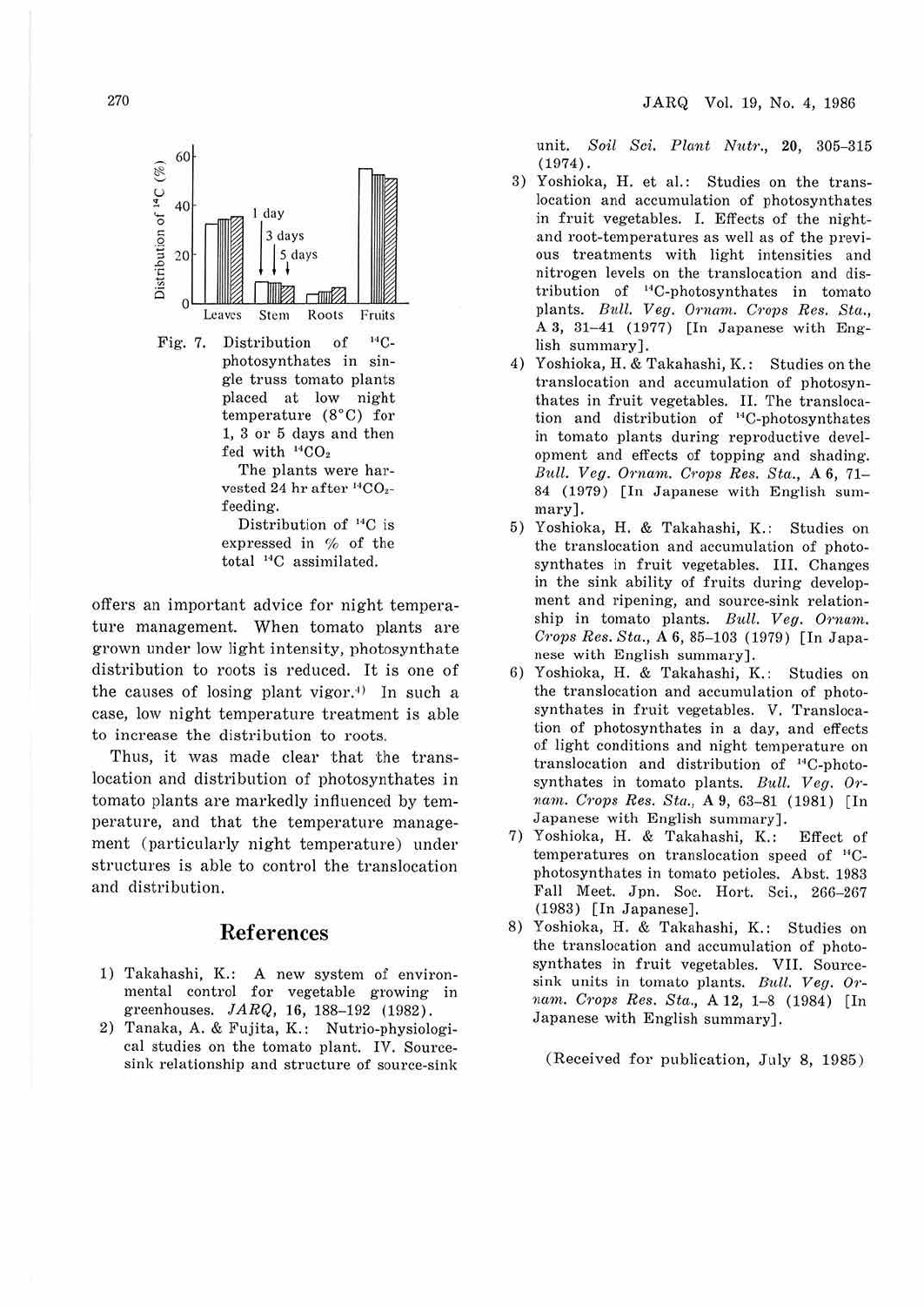Distribution of $^{14}C$ (%)

60

40

20

0

1 day

3 days

5 days

Leaves Stem Roots Fruits

Fig. 7. Distribution of $^{14}C$-photosynthates in single truss tomato plants placed at low night temperature (8°C) for 1, 3 or 5 days and then fed with $^{14}CO_2$

The plants were harvested 24 hr after $^{14}CO_2$-feeding.

Distribution of $^{14}C$ is expressed in % of the total $^{14}C$ assimilated.

offers an important advice for night temperature management. When tomato plants are grown under low light intensity, photosynthate distribution to roots is reduced. It is one of the causes of losing plant vigor.[4] In such a case, low night temperature treatment is able to increase the distribution to roots.

Thus, it was made clear that the translocation and distribution of photosynthates in tomato plants are markedly influenced by temperature, and that the temperature management (particularly night temperature) under structures is able to control the translocation and distribution.

## References

1) Takahashi, K.: A new system of environmental control for vegetable growing in greenhouses. *JARQ*, **16**, 188–192 (1982).
2) Tanaka, A. & Fujita, K.: Nutrio-physiological studies on the tomato plant. IV. Source-sink relationship and structure of source-sink unit. *Soil Sci. Plant Nutr.*, **20**, 305–315 (1974).
3) Yoshioka, H. et al.: Studies on the translocation and accumulation of photosynthates in fruit vegetables. I. Effects of the night- and root-temperatures as well as of the previous treatments with light intensities and nitrogen levels on the translocation and distribution of $^{14}C$-photosynthates in tomato plants. *Bull. Veg. Ornam. Crops Res. Sta.*, **A 3**, 31–41 (1977) [In Japanese with English summary].
4) Yoshioka, H. & Takahashi, K.: Studies on the translocation and accumulation of photosynthates in fruit vegetables. II. The translocation and distribution of $^{14}C$-photosynthates in tomato plants during reproductive development and effects of topping and shading. *Bull. Veg. Ornam. Crops Res. Sta.*, **A 6**, 71–84 (1979) [In Japanese with English summary].
5) Yoshioka, H. & Takahashi, K.: Studies on the translocation and accumulation of photosynthates in fruit vegetables. III. Changes in the sink ability of fruits during development and ripening, and source-sink relationship in tomato plants. *Bull. Veg. Ornam. Crops Res. Sta.*, **A 6**, 85–103 (1979) [In Japanese with English summary].
6) Yoshioka, H. & Takahashi, K.: Studies on the translocation and accumulation of photosynthates in fruit vegetables. V. Translocation of photosynthates in a day, and effects of light conditions and night temperature on translocation and distribution of $^{14}C$-photosynthates in tomato plants. *Bull. Veg. Ornam. Crops Res. Sta.*, **A 9**, 63–81 (1981) [In Japanese with English summary].
7) Yoshioka, H. & Takahashi, K.: Effect of temperatures on translocation speed of $^{14}C$-photosynthates in tomato petioles. Abst. 1983 Fall Meet. Jpn. Soc. Hort. Sci., 266–267 (1983) [In Japanese].
8) Yoshioka, H. & Takahashi, K.: Studies on the translocation and accumulation of photosynthates in fruit vegetables. VII. Source-sink units in tomato plants. *Bull. Veg. Ornam. Crops Res. Sta.*, **A 12**, 1–8 (1984) [In Japanese with English summary].

(Received for publication, July 8, 1985)